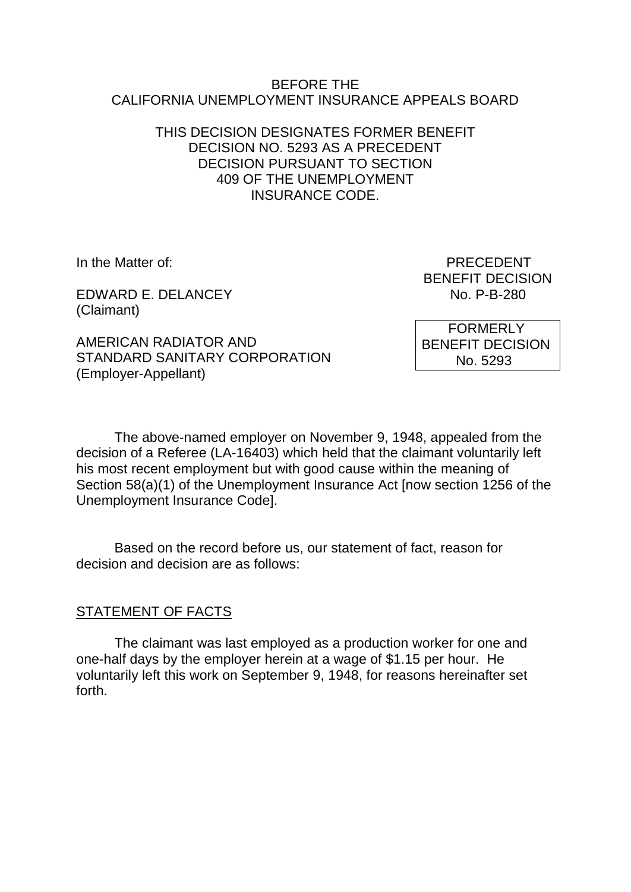BEFORE THE
CALIFORNIA UNEMPLOYMENT INSURANCE APPEALS BOARD

THIS DECISION DESIGNATES FORMER BENEFIT DECISION NO. 5293 AS A PRECEDENT DECISION PURSUANT TO SECTION 409 OF THE UNEMPLOYMENT INSURANCE CODE.

In the Matter of:

EDWARD E. DELANCEY
(Claimant)

AMERICAN RADIATOR AND STANDARD SANITARY CORPORATION
(Employer-Appellant)

PRECEDENT
BENEFIT DECISION
No. P-B-280

FORMERLY
BENEFIT DECISION
No. 5293

The above-named employer on November 9, 1948, appealed from the decision of a Referee (LA-16403) which held that the claimant voluntarily left his most recent employment but with good cause within the meaning of Section 58(a)(1) of the Unemployment Insurance Act [now section 1256 of the Unemployment Insurance Code].

Based on the record before us, our statement of fact, reason for decision and decision are as follows:

STATEMENT OF FACTS

The claimant was last employed as a production worker for one and one-half days by the employer herein at a wage of $1.15 per hour. He voluntarily left this work on September 9, 1948, for reasons hereinafter set forth.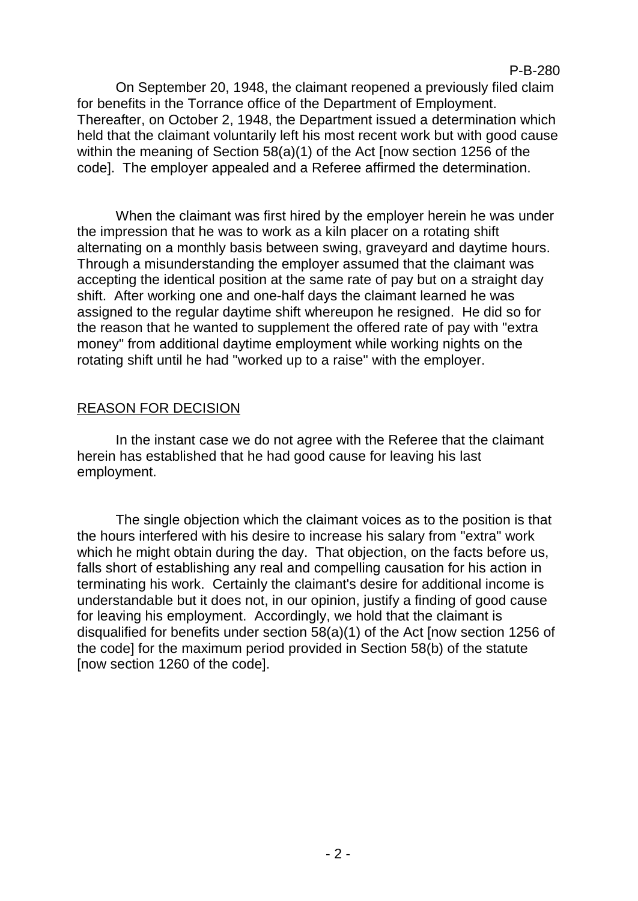On September 20, 1948, the claimant reopened a previously filed claim for benefits in the Torrance office of the Department of Employment. Thereafter, on October 2, 1948, the Department issued a determination which held that the claimant voluntarily left his most recent work but with good cause within the meaning of Section 58(a)(1) of the Act [now section 1256 of the code]. The employer appealed and a Referee affirmed the determination.

When the claimant was first hired by the employer herein he was under the impression that he was to work as a kiln placer on a rotating shift alternating on a monthly basis between swing, graveyard and daytime hours. Through a misunderstanding the employer assumed that the claimant was accepting the identical position at the same rate of pay but on a straight day shift. After working one and one-half days the claimant learned he was assigned to the regular daytime shift whereupon he resigned. He did so for the reason that he wanted to supplement the offered rate of pay with "extra money" from additional daytime employment while working nights on the rotating shift until he had "worked up to a raise" with the employer.

## REASON FOR DECISION

In the instant case we do not agree with the Referee that the claimant herein has established that he had good cause for leaving his last employment.

The single objection which the claimant voices as to the position is that the hours interfered with his desire to increase his salary from "extra" work which he might obtain during the day. That objection, on the facts before us, falls short of establishing any real and compelling causation for his action in terminating his work. Certainly the claimant's desire for additional income is understandable but it does not, in our opinion, justify a finding of good cause for leaving his employment. Accordingly, we hold that the claimant is disqualified for benefits under section 58(a)(1) of the Act [now section 1256 of the code] for the maximum period provided in Section 58(b) of the statute [now section 1260 of the code].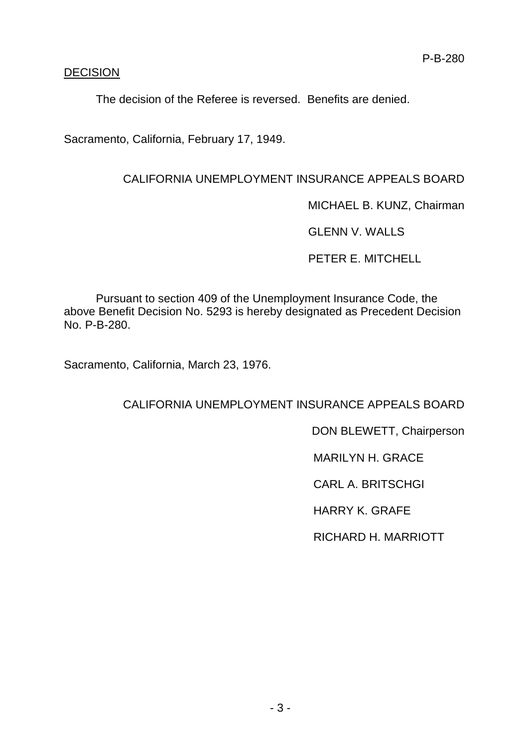P-B-280

DECISION

The decision of the Referee is reversed. Benefits are denied.

Sacramento, California, February 17, 1949.

CALIFORNIA UNEMPLOYMENT INSURANCE APPEALS BOARD

MICHAEL B. KUNZ, Chairman

GLENN V. WALLS

PETER E. MITCHELL

Pursuant to section 409 of the Unemployment Insurance Code, the above Benefit Decision No. 5293 is hereby designated as Precedent Decision No. P-B-280.

Sacramento, California, March 23, 1976.

CALIFORNIA UNEMPLOYMENT INSURANCE APPEALS BOARD

DON BLEWETT, Chairperson

MARILYN H. GRACE

CARL A. BRITSCHGI

HARRY K. GRAFE

RICHARD H. MARRIOTT